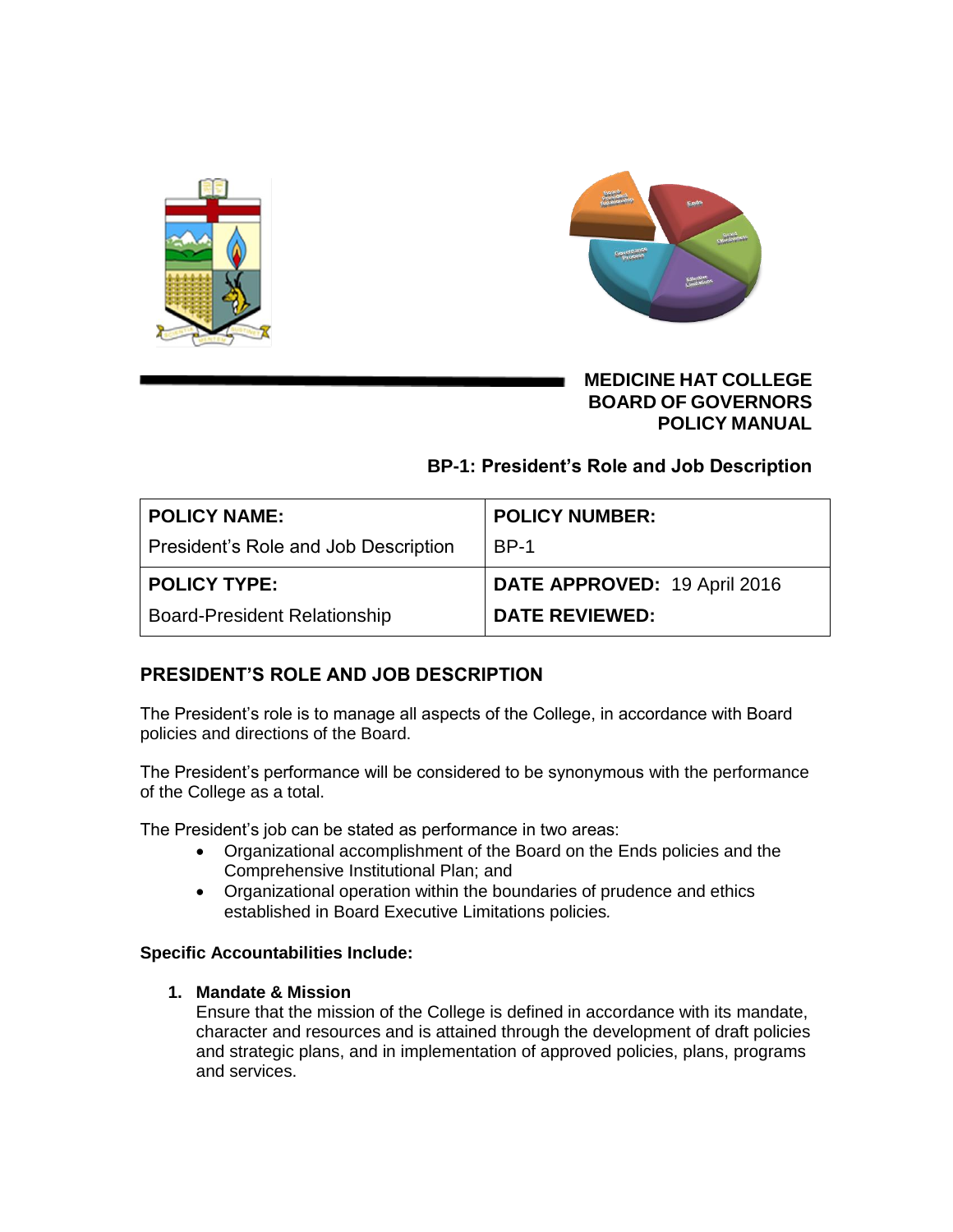# MEDICINE HAT COLLEGE BOARD OF GOVERNORS POLICY MANUAL

## BP-1: President's Role and Job Description

| POLICY NAME: President's Role and Job Description | POLICY NUMBER: BP-1 |
|---|---|
| **POLICY TYPE:** Board-President Relationship | **DATE APPROVED:** 19 April 2016<br>**DATE REVIEWED:** |

## PRESIDENT'S ROLE AND JOB DESCRIPTION

The President's role is to manage all aspects of the College, in accordance with Board policies and directions of the Board.

The President's performance will be considered to be synonymous with the performance of the College as a total.

The President's job can be stated as performance in two areas:

- Organizational accomplishment of the Board on the Ends policies and the Comprehensive Institutional Plan; and
- Organizational operation within the boundaries of prudence and ethics established in Board Executive Limitations policies.

**Specific Accountabilities Include:**

1. **Mandate & Mission**
   Ensure that the mission of the College is defined in accordance with its mandate, character and resources and is attained through the development of draft policies and strategic plans, and in implementation of approved policies, plans, programs and services.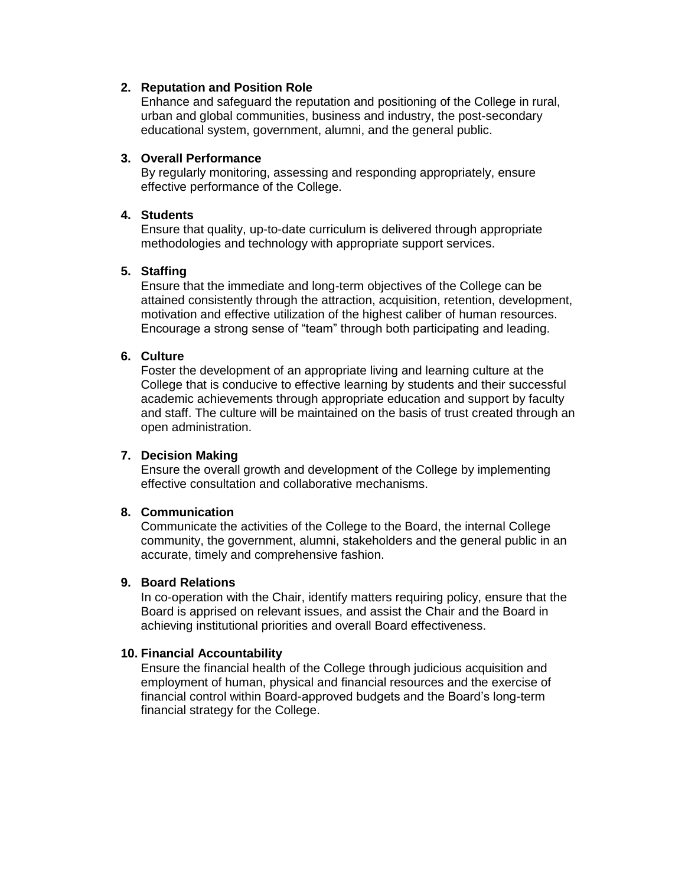2. **Reputation and Position Role**
   Enhance and safeguard the reputation and positioning of the College in rural, urban and global communities, business and industry, the post-secondary educational system, government, alumni, and the general public.

3. **Overall Performance**
   By regularly monitoring, assessing and responding appropriately, ensure effective performance of the College.

4. **Students**
   Ensure that quality, up-to-date curriculum is delivered through appropriate methodologies and technology with appropriate support services.

5. **Staffing**
   Ensure that the immediate and long-term objectives of the College can be attained consistently through the attraction, acquisition, retention, development, motivation and effective utilization of the highest caliber of human resources. Encourage a strong sense of “team” through both participating and leading.

6. **Culture**
   Foster the development of an appropriate living and learning culture at the College that is conducive to effective learning by students and their successful academic achievements through appropriate education and support by faculty and staff. The culture will be maintained on the basis of trust created through an open administration.

7. **Decision Making**
   Ensure the overall growth and development of the College by implementing effective consultation and collaborative mechanisms.

8. **Communication**
   Communicate the activities of the College to the Board, the internal College community, the government, alumni, stakeholders and the general public in an accurate, timely and comprehensive fashion.

9. **Board Relations**
   In co-operation with the Chair, identify matters requiring policy, ensure that the Board is apprised on relevant issues, and assist the Chair and the Board in achieving institutional priorities and overall Board effectiveness.

10. **Financial Accountability**
    Ensure the financial health of the College through judicious acquisition and employment of human, physical and financial resources and the exercise of financial control within Board-approved budgets and the Board’s long-term financial strategy for the College.